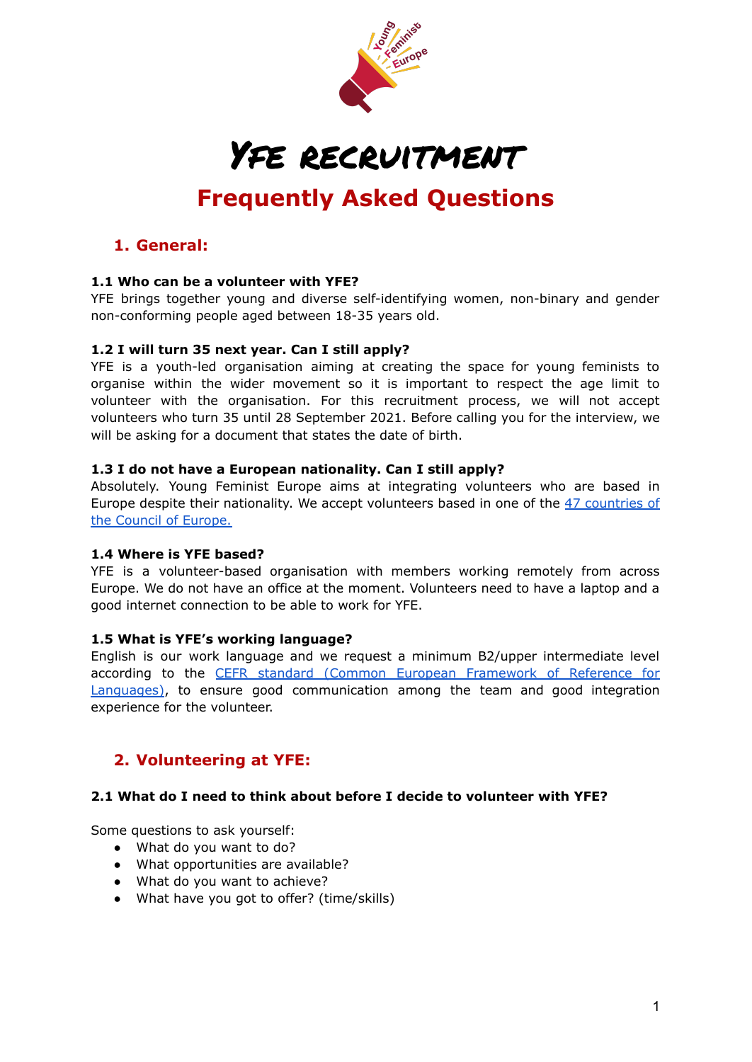# YFE recruitment

## Frequently Asked Questions

### 1. General:

**1.1 Who can be a volunteer with YFE?**

YFE brings together young and diverse self-identifying women, non-binary and gender non-conforming people aged between 18-35 years old.

**1.2 I will turn 35 next year. Can I still apply?**

YFE is a youth-led organisation aiming at creating the space for young feminists to organise within the wider movement so it is important to respect the age limit to volunteer with the organisation. For this recruitment process, we will not accept volunteers who turn 35 until 28 September 2021. Before calling you for the interview, we will be asking for a document that states the date of birth.

**1.3 I do not have a European nationality. Can I still apply?**

Absolutely. Young Feminist Europe aims at integrating volunteers who are based in Europe despite their nationality. We accept volunteers based in one of the 47 countries of the Council of Europe.

**1.4 Where is YFE based?**

YFE is a volunteer-based organisation with members working remotely from across Europe. We do not have an office at the moment. Volunteers need to have a laptop and a good internet connection to be able to work for YFE.

**1.5 What is YFE's working language?**

English is our work language and we request a minimum B2/upper intermediate level according to the CEFR standard (Common European Framework of Reference for Languages), to ensure good communication among the team and good integration experience for the volunteer.

### 2. Volunteering at YFE:

**2.1 What do I need to think about before I decide to volunteer with YFE?**

Some questions to ask yourself:

- What do you want to do?
- What opportunities are available?
- What do you want to achieve?
- What have you got to offer? (time/skills)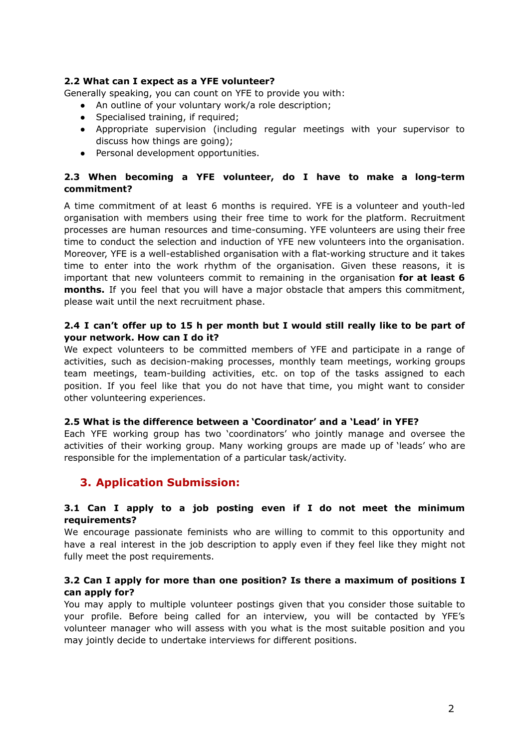**2.2 What can I expect as a YFE volunteer?**

Generally speaking, you can count on YFE to provide you with:

- An outline of your voluntary work/a role description;
- Specialised training, if required;
- Appropriate supervision (including regular meetings with your supervisor to discuss how things are going);
- Personal development opportunities.

**2.3 When becoming a YFE volunteer, do I have to make a long-term commitment?**

A time commitment of at least 6 months is required. YFE is a volunteer and youth-led organisation with members using their free time to work for the platform. Recruitment processes are human resources and time-consuming. YFE volunteers are using their free time to conduct the selection and induction of YFE new volunteers into the organisation. Moreover, YFE is a well-established organisation with a flat-working structure and it takes time to enter into the work rhythm of the organisation. Given these reasons, it is important that new volunteers commit to remaining in the organisation **for at least 6 months.** If you feel that you will have a major obstacle that ampers this commitment, please wait until the next recruitment phase.

**2.4 I can't offer up to 15 h per month but I would still really like to be part of your network. How can I do it?**

We expect volunteers to be committed members of YFE and participate in a range of activities, such as decision-making processes, monthly team meetings, working groups team meetings, team-building activities, etc. on top of the tasks assigned to each position. If you feel like that you do not have that time, you might want to consider other volunteering experiences.

**2.5 What is the difference between a 'Coordinator' and a 'Lead' in YFE?**

Each YFE working group has two 'coordinators' who jointly manage and oversee the activities of their working group. Many working groups are made up of 'leads' who are responsible for the implementation of a particular task/activity.

## 3. Application Submission:

**3.1 Can I apply to a job posting even if I do not meet the minimum requirements?**

We encourage passionate feminists who are willing to commit to this opportunity and have a real interest in the job description to apply even if they feel like they might not fully meet the post requirements.

**3.2 Can I apply for more than one position? Is there a maximum of positions I can apply for?**

You may apply to multiple volunteer postings given that you consider those suitable to your profile. Before being called for an interview, you will be contacted by YFE's volunteer manager who will assess with you what is the most suitable position and you may jointly decide to undertake interviews for different positions.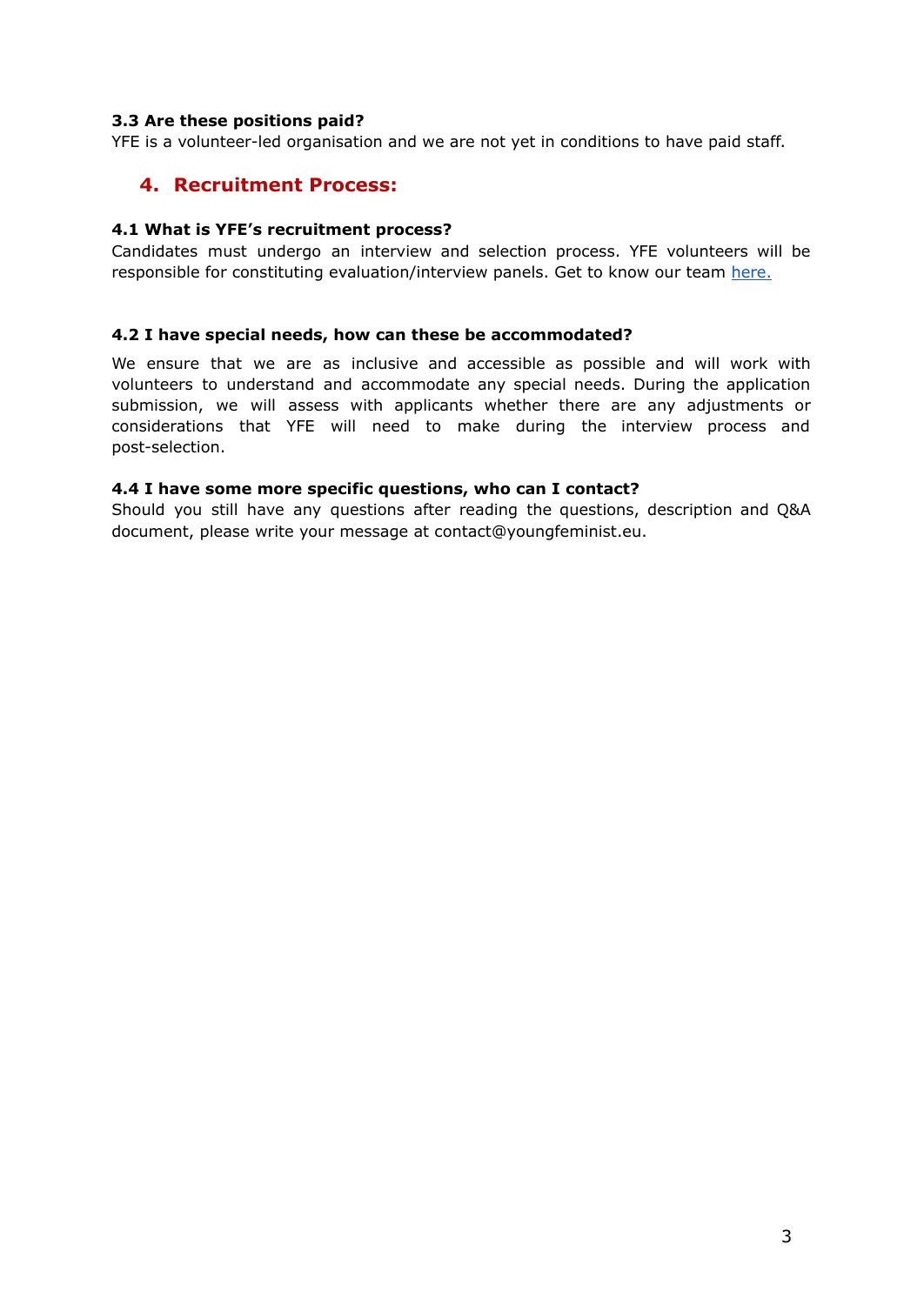**3.3 Are these positions paid?**

YFE is a volunteer-led organisation and we are not yet in conditions to have paid staff.

## 4. Recruitment Process:

**4.1 What is YFE's recruitment process?**

Candidates must undergo an interview and selection process. YFE volunteers will be responsible for constituting evaluation/interview panels. Get to know our team [here.]()

**4.2 I have special needs, how can these be accommodated?**

We ensure that we are as inclusive and accessible as possible and will work with volunteers to understand and accommodate any special needs. During the application submission, we will assess with applicants whether there are any adjustments or considerations that YFE will need to make during the interview process and post-selection.

**4.4 I have some more specific questions, who can I contact?**

Should you still have any questions after reading the questions, description and Q&A document, please write your message at contact@youngfeminist.eu.